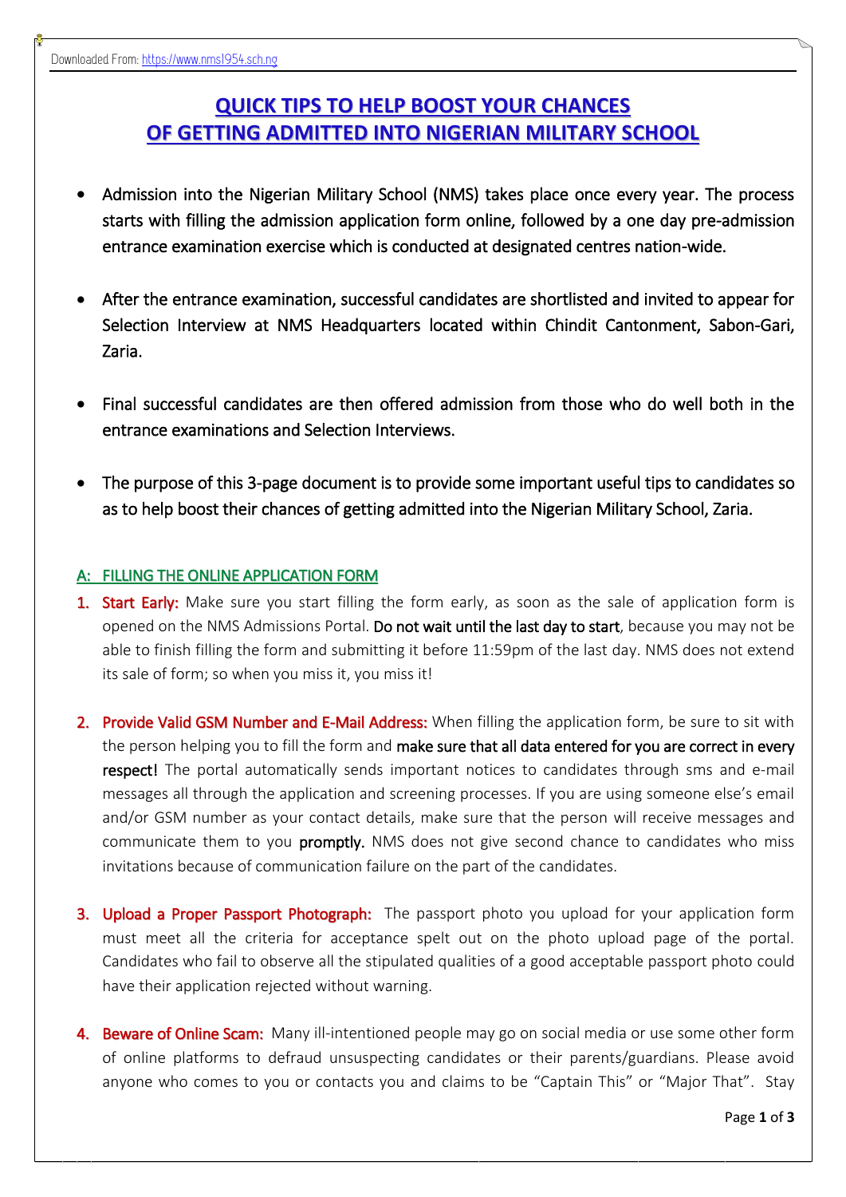# QUICK TIPS TO HELP BOOST YOUR CHANCES OF GETTING ADMITTED INTO NIGERIAN MILITARY SCHOOL

- Admission into the Nigerian Military School (NMS) takes place once every year. The process starts with filling the admission application form online, followed by a one day pre-admission entrance examination exercise which is conducted at designated centres nation-wide.

- After the entrance examination, successful candidates are shortlisted and invited to appear for Selection Interview at NMS Headquarters located within Chindit Cantonment, Sabon-Gari, Zaria.

- Final successful candidates are then offered admission from those who do well both in the entrance examinations and Selection Interviews.

- The purpose of this 3-page document is to provide some important useful tips to candidates so as to help boost their chances of getting admitted into the Nigerian Military School, Zaria.

## A: FILLING THE ONLINE APPLICATION FORM

1. **Start Early:** Make sure you start filling the form early, as soon as the sale of application form is opened on the NMS Admissions Portal. **Do not wait until the last day to start**, because you may not be able to finish filling the form and submitting it before 11:59pm of the last day. NMS does not extend its sale of form; so when you miss it, you miss it!

2. **Provide Valid GSM Number and E-Mail Address:** When filling the application form, be sure to sit with the person helping you to fill the form and **make sure that all data entered for you are correct in every respect!** The portal automatically sends important notices to candidates through sms and e-mail messages all through the application and screening processes. If you are using someone else's email and/or GSM number as your contact details, make sure that the person will receive messages and communicate them to you **promptly.** NMS does not give second chance to candidates who miss invitations because of communication failure on the part of the candidates.

3. **Upload a Proper Passport Photograph:** The passport photo you upload for your application form must meet all the criteria for acceptance spelt out on the photo upload page of the portal. Candidates who fail to observe all the stipulated qualities of a good acceptable passport photo could have their application rejected without warning.

4. **Beware of Online Scam:** Many ill-intentioned people may go on social media or use some other form of online platforms to defraud unsuspecting candidates or their parents/guardians. Please avoid anyone who comes to you or contacts you and claims to be "Captain This" or "Major That". Stay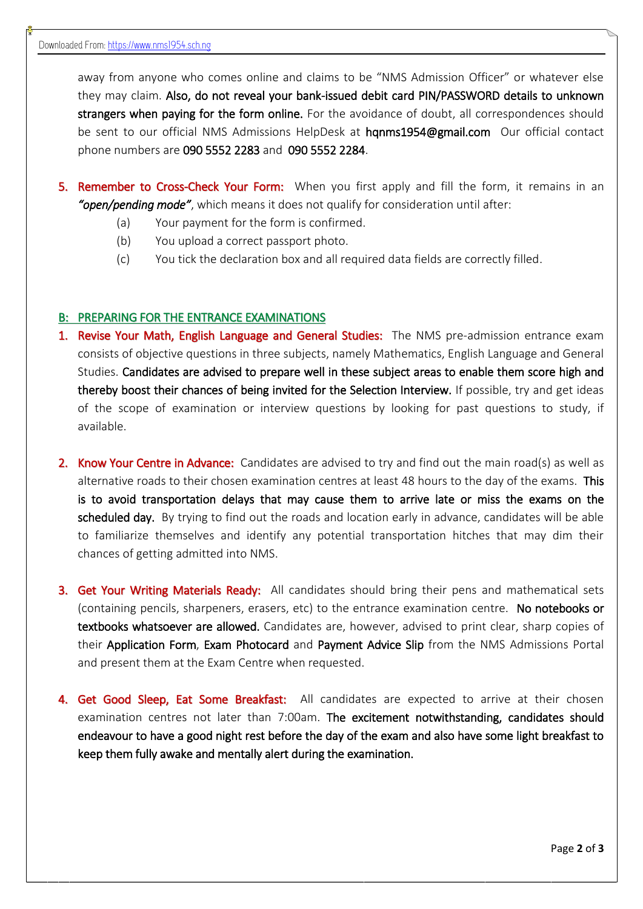away from anyone who comes online and claims to be "NMS Admission Officer" or whatever else they may claim. **Also, do not reveal your bank-issued debit card PIN/PASSWORD details to unknown strangers when paying for the form online.** For the avoidance of doubt, all correspondences should be sent to our official NMS Admissions HelpDesk at **hqnms1954@gmail.com** Our official contact phone numbers are **090 5552 2283** and **090 5552 2284**.

5. **Remember to Cross-Check Your Form:** When you first apply and fill the form, it remains in an ***"open/pending mode"***, which means it does not qualify for consideration until after:
   - (a) Your payment for the form is confirmed.
   - (b) You upload a correct passport photo.
   - (c) You tick the declaration box and all required data fields are correctly filled.

## B: PREPARING FOR THE ENTRANCE EXAMINATIONS

1. **Revise Your Math, English Language and General Studies:** The NMS pre-admission entrance exam consists of objective questions in three subjects, namely Mathematics, English Language and General Studies. **Candidates are advised to prepare well in these subject areas to enable them score high and thereby boost their chances of being invited for the Selection Interview.** If possible, try and get ideas of the scope of examination or interview questions by looking for past questions to study, if available.

2. **Know Your Centre in Advance:** Candidates are advised to try and find out the main road(s) as well as alternative roads to their chosen examination centres at least 48 hours to the day of the exams. **This is to avoid transportation delays that may cause them to arrive late or miss the exams on the scheduled day.** By trying to find out the roads and location early in advance, candidates will be able to familiarize themselves and identify any potential transportation hitches that may dim their chances of getting admitted into NMS.

3. **Get Your Writing Materials Ready:** All candidates should bring their pens and mathematical sets (containing pencils, sharpeners, erasers, etc) to the entrance examination centre. **No notebooks or textbooks whatsoever are allowed.** Candidates are, however, advised to print clear, sharp copies of their **Application Form**, **Exam Photocard** and **Payment Advice Slip** from the NMS Admissions Portal and present them at the Exam Centre when requested.

4. **Get Good Sleep, Eat Some Breakfast:** All candidates are expected to arrive at their chosen examination centres not later than 7:00am. **The excitement notwithstanding, candidates should endeavour to have a good night rest before the day of the exam and also have some light breakfast to keep them fully awake and mentally alert during the examination.**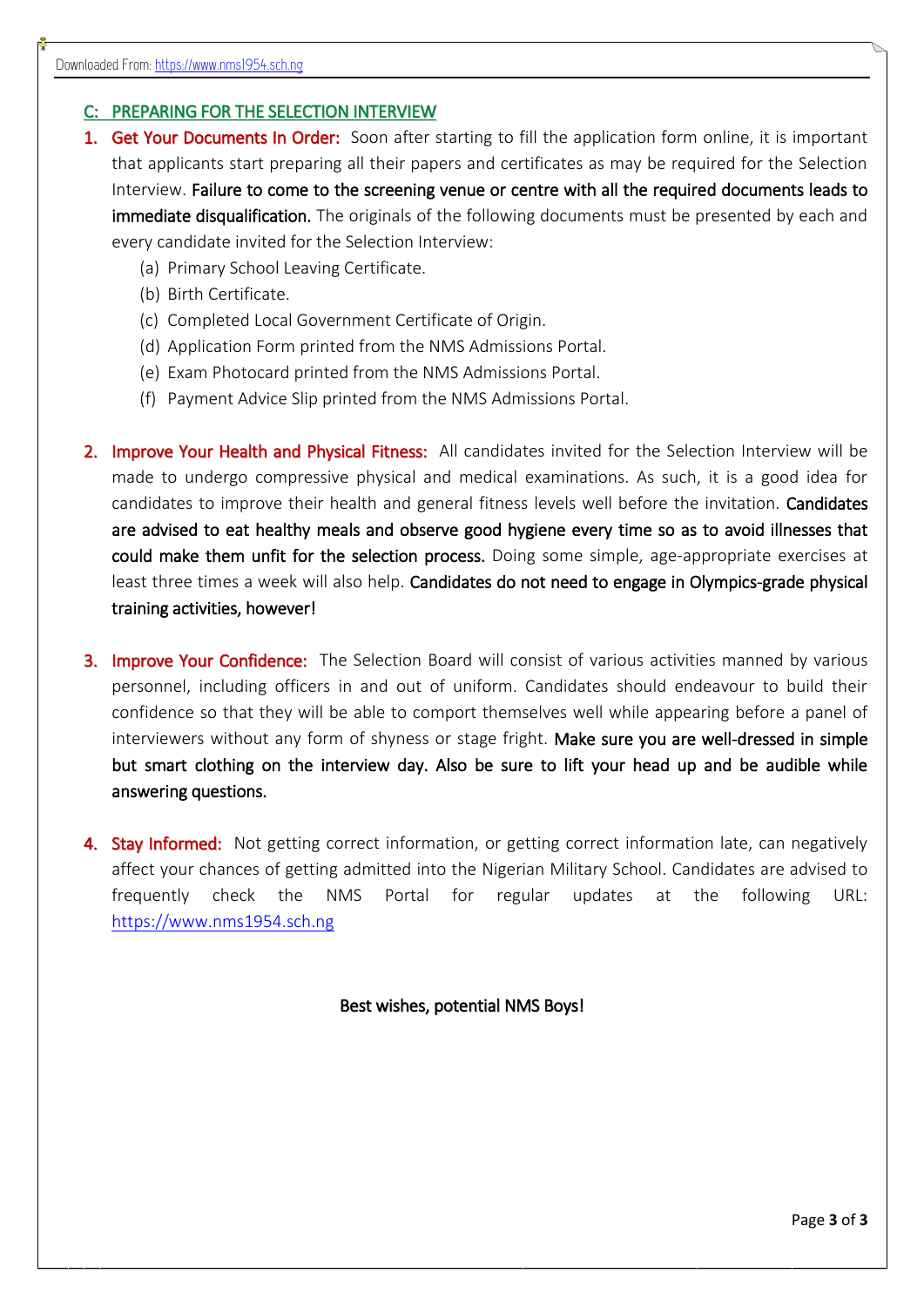## C: PREPARING FOR THE SELECTION INTERVIEW

1. **Get Your Documents In Order:** Soon after starting to fill the application form online, it is important that applicants start preparing all their papers and certificates as may be required for the Selection Interview. **Failure to come to the screening venue or centre with all the required documents leads to immediate disqualification.** The originals of the following documents must be presented by each and every candidate invited for the Selection Interview:
   - (a) Primary School Leaving Certificate.
   - (b) Birth Certificate.
   - (c) Completed Local Government Certificate of Origin.
   - (d) Application Form printed from the NMS Admissions Portal.
   - (e) Exam Photocard printed from the NMS Admissions Portal.
   - (f) Payment Advice Slip printed from the NMS Admissions Portal.

2. **Improve Your Health and Physical Fitness:** All candidates invited for the Selection Interview will be made to undergo compressive physical and medical examinations. As such, it is a good idea for candidates to improve their health and general fitness levels well before the invitation. **Candidates are advised to eat healthy meals and observe good hygiene every time so as to avoid illnesses that could make them unfit for the selection process.** Doing some simple, age-appropriate exercises at least three times a week will also help. **Candidates do not need to engage in Olympics-grade physical training activities, however!**

3. **Improve Your Confidence:** The Selection Board will consist of various activities manned by various personnel, including officers in and out of uniform. Candidates should endeavour to build their confidence so that they will be able to comport themselves well while appearing before a panel of interviewers without any form of shyness or stage fright. **Make sure you are well-dressed in simple but smart clothing on the interview day. Also be sure to lift your head up and be audible while answering questions.**

4. **Stay Informed:** Not getting correct information, or getting correct information late, can negatively affect your chances of getting admitted into the Nigerian Military School. Candidates are advised to frequently check the NMS Portal for regular updates at the following URL: https://www.nms1954.sch.ng

**Best wishes, potential NMS Boys!**